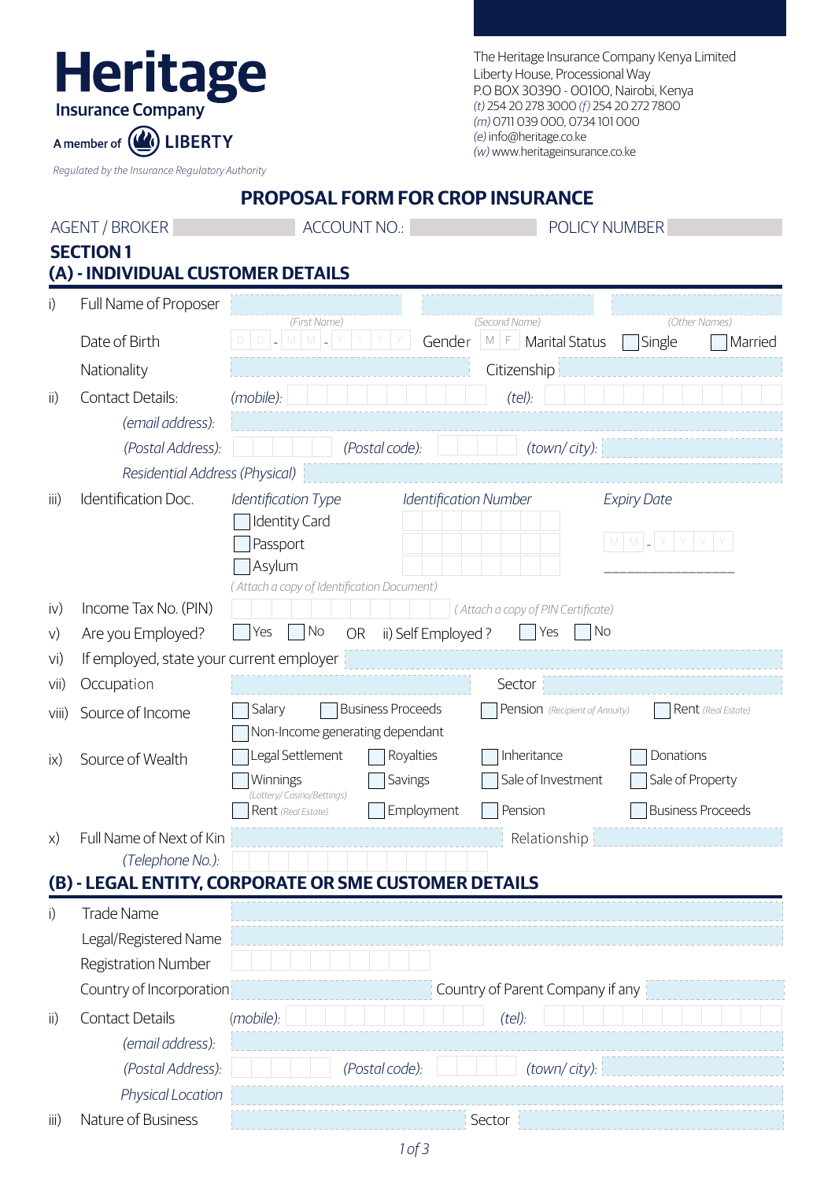**Heritage**
**Insurance Company**
A member of LIBERTY

*Regulated by the Insurance Regulatory Authority*

The Heritage Insurance Company Kenya Limited
Liberty House, Processional Way
P.O BOX 30390 - 00100, Nairobi, Kenya
*(t)* 254 20 278 3000 *(f)* 254 20 272 7800
*(m)* 0711 039 000, 0734 101 000
*(e)* info@heritage.co.ke
*(w)* www.heritageinsurance.co.ke

# PROPOSAL FORM FOR CROP INSURANCE

AGENT / BROKER ______ ACCOUNT NO.: ______ POLICY NUMBER ______

## SECTION 1

### (A) - INDIVIDUAL CUSTOMER DETAILS

i) Full Name of Proposer ______ *(First Name)* ______ *(Second Name)* ______ *(Other Names)*

Date of Birth D D - M M - Y Y Y Y Gender M F Marital Status ☐ Single ☐ Married

Nationality ______ Citizenship ______

ii) Contact Details: *(mobile):* ______ *(tel):* ______

*(email address):* ______

*(Postal Address):* ______ *(Postal code):* ______ *(town/ city):* ______

*Residential Address (Physical)* ______

iii) Identification Doc.

| *Identification Type* | *Identification Number* | *Expiry Date* |
|---|---|---|
| ☐ Identity Card | | |
| ☐ Passport | | M M - Y Y Y Y |
| ☐ Asylum | | ______ |

*( Attach a copy of Identification Document)*

iv) Income Tax No. (PIN) ______ *( Attach a copy of PIN Certificate)*

v) Are you Employed? ☐ Yes ☐ No OR ii) Self Employed ? ☐ Yes ☐ No

vi) If employed, state your current employer ______

vii) Occupation ______ Sector ______

viii) Source of Income ☐ Salary ☐ Business Proceeds ☐ Pension *(Recipient of Annuity)* ☐ Rent *(Real Estate)* ☐ Non-Income generating dependant

ix) Source of Wealth ☐ Legal Settlement ☐ Royalties ☐ Inheritance ☐ Donations ☐ Winnings *(Lottery/ Casino/Bettings)* ☐ Savings ☐ Sale of Investment ☐ Sale of Property ☐ Rent *(Real Estate)* ☐ Employment ☐ Pension ☐ Business Proceeds

x) Full Name of Next of Kin ______ Relationship ______

*(Telephone No.):* ______

### (B) - LEGAL ENTITY, CORPORATE OR SME CUSTOMER DETAILS

i) Trade Name ______

Legal/Registered Name ______

Registration Number ______

Country of Incorporation ______ Country of Parent Company if any ______

ii) Contact Details *(mobile):* ______ *(tel):* ______

*(email address):* ______

*(Postal Address):* ______ *(Postal code):* ______ *(town/ city):* ______

*Physical Location* ______

iii) Nature of Business ______ Sector ______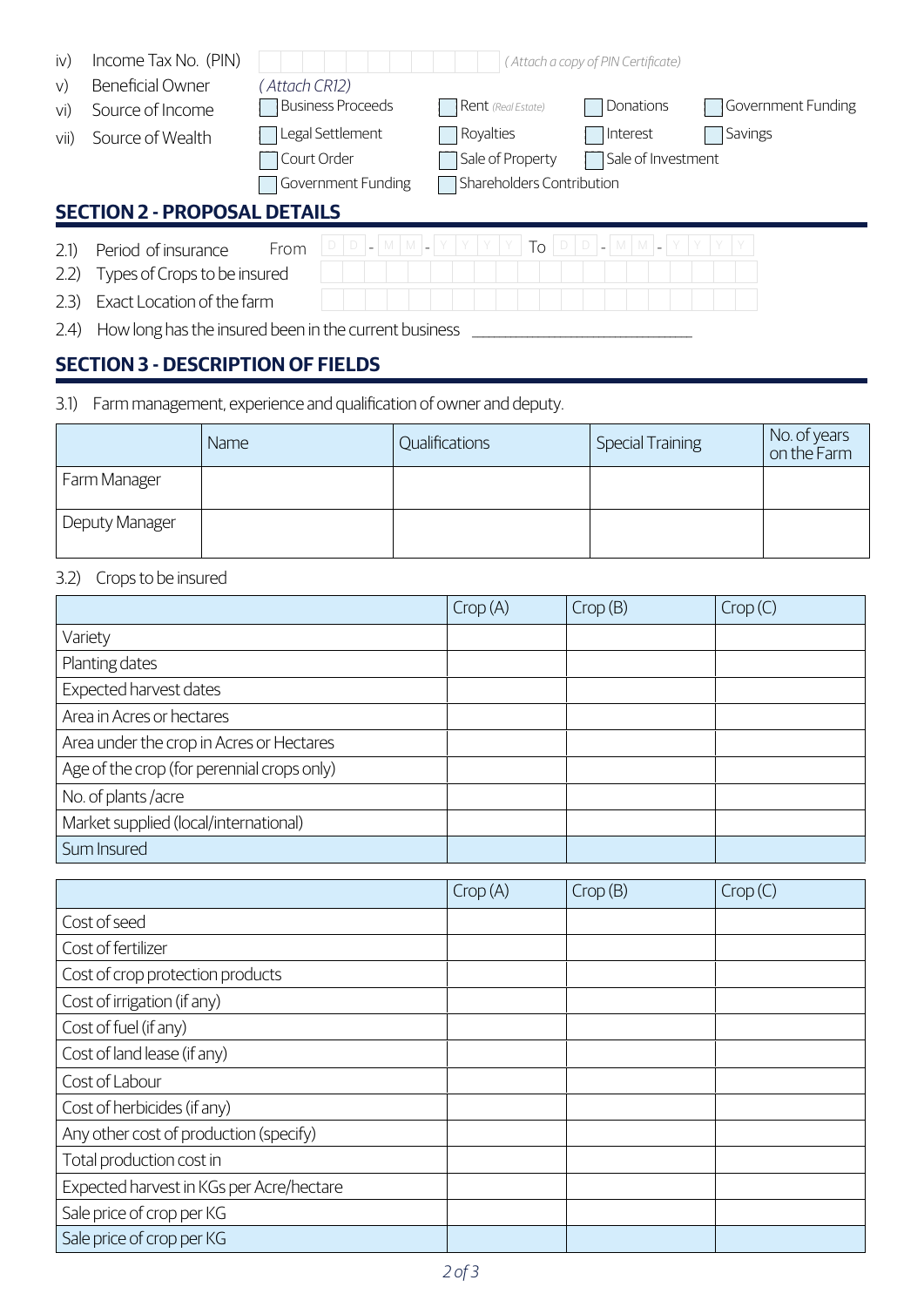iv) Income Tax No. (PIN) _(Attach a copy of PIN Certificate)_

v) Beneficial Owner _(Attach CR12)_

vi) Source of Income ☐ Business Proceeds ☐ Rent _(Real Estate)_ ☐ Donations ☐ Government Funding

vii) Source of Wealth ☐ Legal Settlement ☐ Royalties ☐ Interest ☐ Savings ☐ Court Order ☐ Sale of Property ☐ Sale of Investment ☐ Government Funding ☐ Shareholders Contribution

## SECTION 2 - PROPOSAL DETAILS

2.1) Period of insurance From DD-MM-YYYY To DD-MM-YYYY

2.2) Types of Crops to be insured

2.3) Exact Location of the farm

2.4) How long has the insured been in the current business ______________________________

## SECTION 3 - DESCRIPTION OF FIELDS

3.1) Farm management, experience and qualification of owner and deputy.

| | Name | Qualifications | Special Training | No. of years on the Farm |
|---|---|---|---|---|
| Farm Manager | | | | |
| Deputy Manager | | | | |

3.2) Crops to be insured

| | Crop (A) | Crop (B) | Crop (C) |
|---|---|---|---|
| Variety | | | |
| Planting dates | | | |
| Expected harvest dates | | | |
| Area in Acres or hectares | | | |
| Area under the crop in Acres or Hectares | | | |
| Age of the crop (for perennial crops only) | | | |
| No. of plants /acre | | | |
| Market supplied (local/international) | | | |
| Sum Insured | | | |

| | Crop (A) | Crop (B) | Crop (C) |
|---|---|---|---|
| Cost of seed | | | |
| Cost of fertilizer | | | |
| Cost of crop protection products | | | |
| Cost of irrigation (if any) | | | |
| Cost of fuel (if any) | | | |
| Cost of land lease (if any) | | | |
| Cost of Labour | | | |
| Cost of herbicides (if any) | | | |
| Any other cost of production (specify) | | | |
| Total production cost in | | | |
| Expected harvest in KGs per Acre/hectare | | | |
| Sale price of crop per KG | | | |
| Sale price of crop per KG | | | |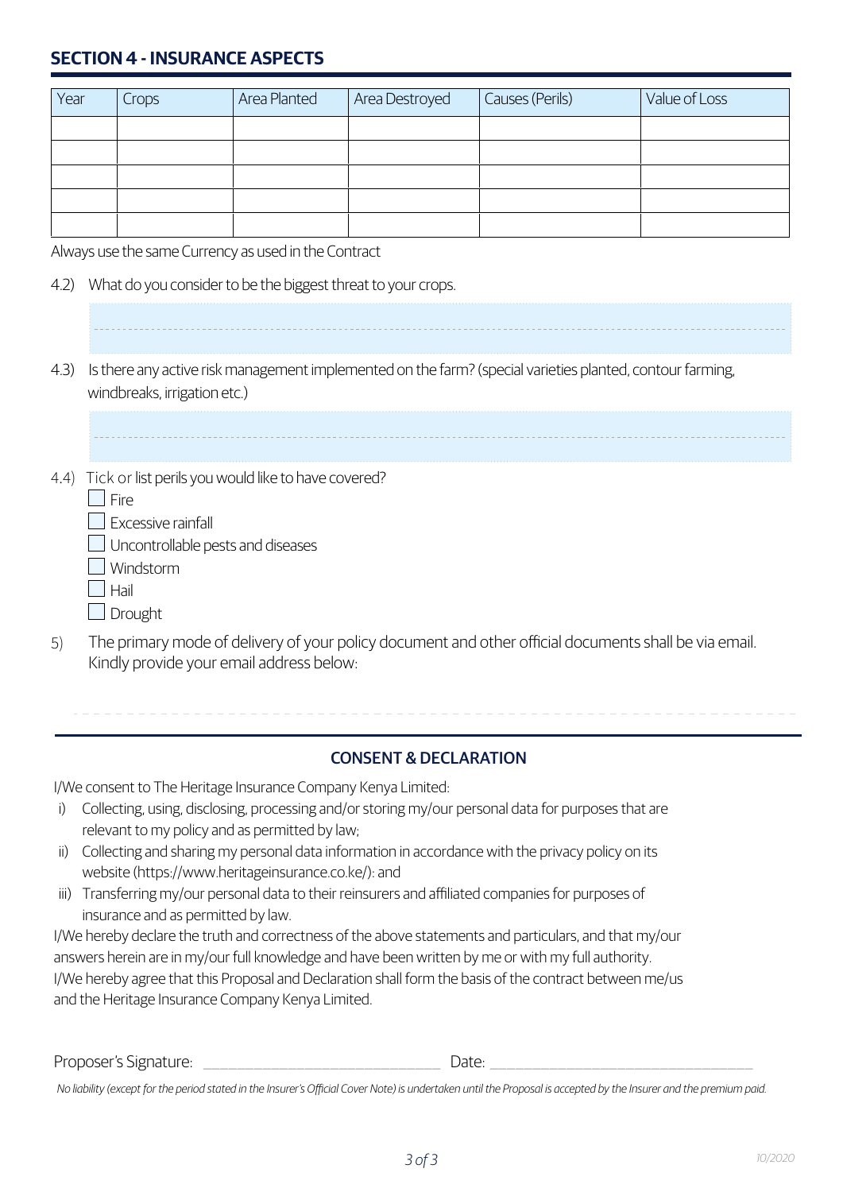## SECTION 4 - INSURANCE ASPECTS

| Year | Crops | Area Planted | Area Destroyed | Causes (Perils) | Value of Loss |
|---|---|---|---|---|---|
| | | | | | |
| | | | | | |
| | | | | | |
| | | | | | |
| | | | | | |

Always use the same Currency as used in the Contract

4.2) What do you consider to be the biggest threat to your crops.

4.3) Is there any active risk management implemented on the farm? (special varieties planted, contour farming, windbreaks, irrigation etc.)

4.4) Tick or list perils you would like to have covered?

- ☐ Fire
- ☐ Excessive rainfall
- ☐ Uncontrollable pests and diseases
- ☐ Windstorm
- ☐ Hail
- ☐ Drought

5) The primary mode of delivery of your policy document and other official documents shall be via email. Kindly provide your email address below:

---

### CONSENT & DECLARATION

I/We consent to The Heritage Insurance Company Kenya Limited:

i) Collecting, using, disclosing, processing and/or storing my/our personal data for purposes that are relevant to my policy and as permitted by law;

ii) Collecting and sharing my personal data information in accordance with the privacy policy on its website (https://www.heritageinsurance.co.ke/): and

iii) Transferring my/our personal data to their reinsurers and affiliated companies for purposes of insurance and as permitted by law.

I/We hereby declare the truth and correctness of the above statements and particulars, and that my/our answers herein are in my/our full knowledge and have been written by me or with my full authority.
I/We hereby agree that this Proposal and Declaration shall form the basis of the contract between me/us and the Heritage Insurance Company Kenya Limited.

Proposer's Signature: ______________________________ Date: ______________________________

*No liability (except for the period stated in the Insurer's Official Cover Note) is undertaken until the Proposal is accepted by the Insurer and the premium paid.*

10/2020